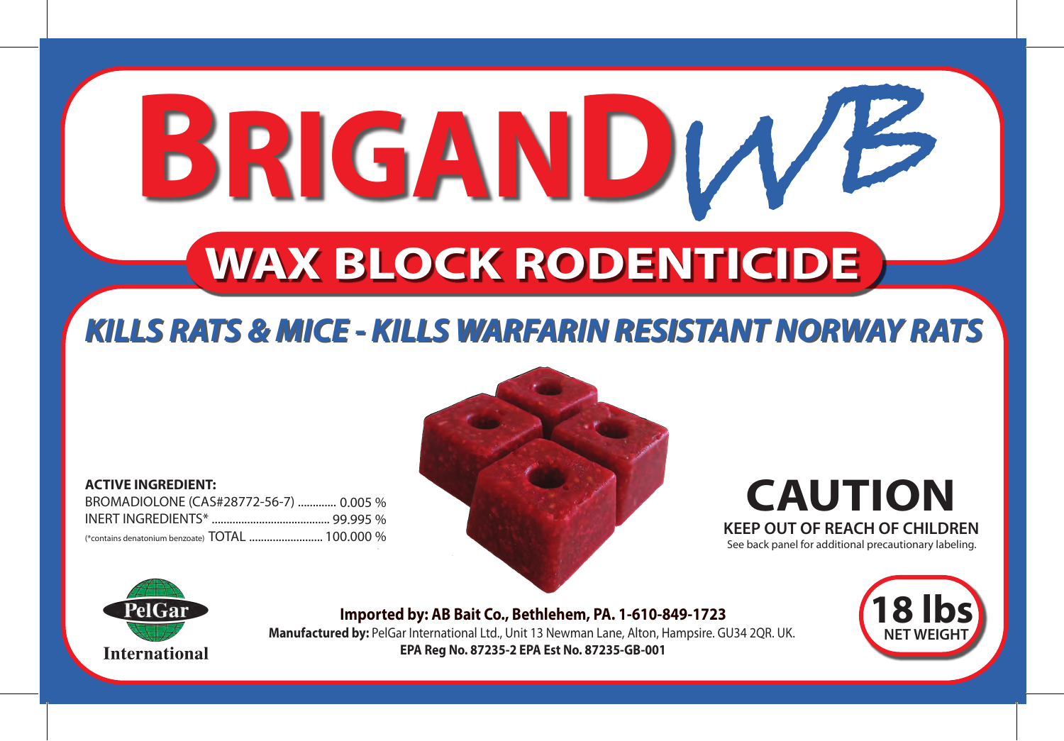# BRIGAND WB

## WAX BLOCK RODENTICIDE

***KILLS RATS & MICE - KILLS WARFARIN RESISTANT NORWAY RATS***

**ACTIVE INGREDIENT:**

BROMADIOLONE (CAS#28772-56-7) ............ 0.005 %

INERT INGREDIENTS* ........................................ 99.995 %

(*contains denatonium benzoate) TOTAL ......................... 100.000 %

# CAUTION

**KEEP OUT OF REACH OF CHILDREN**

See back panel for additional precautionary labeling.

PelGar International

**Imported by: AB Bait Co., Bethlehem, PA. 1-610-849-1723**

**Manufactured by:** PelGar International Ltd., Unit 13 Newman Lane, Alton, Hampsire. GU34 2QR. UK.

**EPA Reg No. 87235-2 EPA Est No. 87235-GB-001**

**18 lbs**
**NET WEIGHT**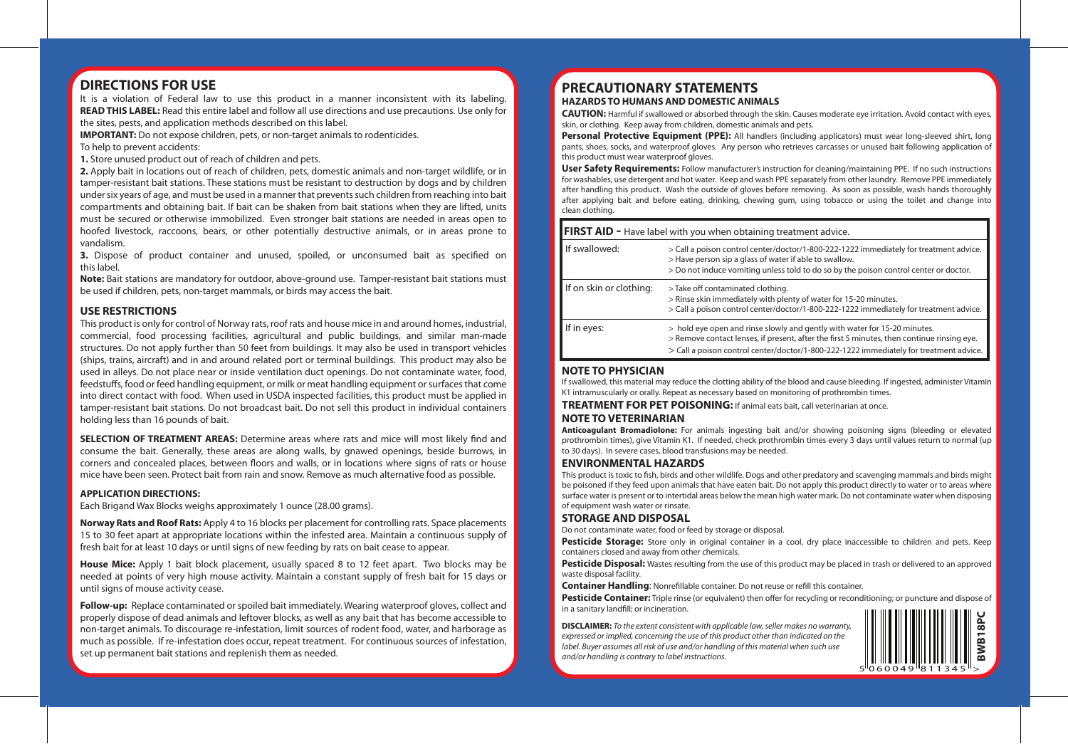## DIRECTIONS FOR USE

It is a violation of Federal law to use this product in a manner inconsistent with its labeling. **READ THIS LABEL:** Read this entire label and follow all use directions and use precautions. Use only for the sites, pests, and application methods described on this label.

**IMPORTANT:** Do not expose children, pets, or non-target animals to rodenticides.

To help to prevent accidents:

**1.** Store unused product out of reach of children and pets.

**2.** Apply bait in locations out of reach of children, pets, domestic animals and non-target wildlife, or in tamper-resistant bait stations. These stations must be resistant to destruction by dogs and by children under six years of age, and must be used in a manner that prevents such children from reaching into bait compartments and obtaining bait. If bait can be shaken from bait stations when they are lifted, units must be secured or otherwise immobilized. Even stronger bait stations are needed in areas open to hoofed livestock, raccoons, bears, or other potentially destructive animals, or in areas prone to vandalism.

**3.** Dispose of product container and unused, spoiled, or unconsumed bait as specified on this label.

**Note:** Bait stations are mandatory for outdoor, above-ground use. Tamper-resistant bait stations must be used if children, pets, non-target mammals, or birds may access the bait.

### USE RESTRICTIONS

This product is only for control of Norway rats, roof rats and house mice in and around homes, industrial, commercial, food processing facilities, agricultural and public buildings, and similar man-made structures. Do not apply further than 50 feet from buildings. It may also be used in transport vehicles (ships, trains, aircraft) and in and around related port or terminal buildings. This product may also be used in alleys. Do not place near or inside ventilation duct openings. Do not contaminate water, food, feedstuffs, food or feed handling equipment, or milk or meat handling equipment or surfaces that come into direct contact with food. When used in USDA inspected facilities, this product must be applied in tamper-resistant bait stations. Do not broadcast bait. Do not sell this product in individual containers holding less than 16 pounds of bait.

**SELECTION OF TREATMENT AREAS:** Determine areas where rats and mice will most likely find and consume the bait. Generally, these areas are along walls, by gnawed openings, beside burrows, in corners and concealed places, between floors and walls, or in locations where signs of rats or house mice have been seen. Protect bait from rain and snow. Remove as much alternative food as possible.

**APPLICATION DIRECTIONS:**

Each Brigand Wax Blocks weighs approximately 1 ounce (28.00 grams).

**Norway Rats and Roof Rats:** Apply 4 to 16 blocks per placement for controlling rats. Space placements 15 to 30 feet apart at appropriate locations within the infested area. Maintain a continuous supply of fresh bait for at least 10 days or until signs of new feeding by rats on bait cease to appear.

**House Mice:** Apply 1 bait block placement, usually spaced 8 to 12 feet apart. Two blocks may be needed at points of very high mouse activity. Maintain a constant supply of fresh bait for 15 days or until signs of mouse activity cease.

**Follow-up:** Replace contaminated or spoiled bait immediately. Wearing waterproof gloves, collect and properly dispose of dead animals and leftover blocks, as well as any bait that has become accessible to non-target animals. To discourage re-infestation, limit sources of rodent food, water, and harborage as much as possible. If re-infestation does occur, repeat treatment. For continuous sources of infestation, set up permanent bait stations and replenish them as needed.

## PRECAUTIONARY STATEMENTS

### HAZARDS TO HUMANS AND DOMESTIC ANIMALS

**CAUTION:** Harmful if swallowed or absorbed through the skin. Causes moderate eye irritation. Avoid contact with eyes, skin, or clothing. Keep away from children, domestic animals and pets.

**Personal Protective Equipment (PPE):** All handlers (including applicators) must wear long-sleeved shirt, long pants, shoes, socks, and waterproof gloves. Any person who retrieves carcasses or unused bait following application of this product must wear waterproof gloves.

**User Safety Requirements:** Follow manufacturer's instruction for cleaning/maintaining PPE. If no such instructions for washables, use detergent and hot water. Keep and wash PPE separately from other laundry. Remove PPE immediately after handling this product. Wash the outside of gloves before removing. As soon as possible, wash hands thoroughly after applying bait and before eating, drinking, chewing gum, using tobacco or using the toilet and change into clean clothing.

**FIRST AID -** Have label with you when obtaining treatment advice.

| | |
|---|---|
| If swallowed: | > Call a poison control center/doctor/1-800-222-1222 immediately for treatment advice.<br>> Have person sip a glass of water if able to swallow.<br>> Do not induce vomiting unless told to do so by the poison control center or doctor. |
| If on skin or clothing: | > Take off contaminated clothing.<br>> Rinse skin immediately with plenty of water for 15-20 minutes.<br>> Call a poison control center/doctor/1-800-222-1222 immediately for treatment advice. |
| If in eyes: | > hold eye open and rinse slowly and gently with water for 15-20 minutes.<br>> Remove contact lenses, if present, after the first 5 minutes, then continue rinsing eye.<br>> Call a poison control center/doctor/1-800-222-1222 immediately for treatment advice. |

### NOTE TO PHYSICIAN

If swallowed, this material may reduce the clotting ability of the blood and cause bleeding. If ingested, administer Vitamin K1 intramuscularly or orally. Repeat as necessary based on monitoring of prothrombin times.

**TREATMENT FOR PET POISONING:** If animal eats bait, call veterinarian at once.

### NOTE TO VETERINARIAN

**Anticoagulant Bromadiolone:** For animals ingesting bait and/or showing poisoning signs (bleeding or elevated prothrombin times), give Vitamin K1. If needed, check prothrombin times every 3 days until values return to normal (up to 30 days). In severe cases, blood transfusions may be needed.

### ENVIRONMENTAL HAZARDS

This product is toxic to fish, birds and other wildlife. Dogs and other predatory and scavenging mammals and birds might be poisoned if they feed upon animals that have eaten bait. Do not apply this product directly to water or to areas where surface water is present or to intertidal areas below the mean high water mark. Do not contaminate water when disposing of equipment wash water or rinsate.

### STORAGE AND DISPOSAL

Do not contaminate water, food or feed by storage or disposal.

**Pesticide Storage:** Store only in original container in a cool, dry place inaccessible to children and pets. Keep containers closed and away from other chemicals.

**Pesticide Disposal:** Wastes resulting from the use of this product may be placed in trash or delivered to an approved waste disposal facility.

**Container Handling**: Nonrefillable container. Do not reuse or refill this container.

**Pesticide Container:** Triple rinse (or equivalent) then offer for recycling or reconditioning; or puncture and dispose of in a sanitary landfill; or incineration.

**DISCLAIMER:** *To the extent consistent with applicable law, seller makes no warranty, expressed or implied, concerning the use of this product other than indicated on the label. Buyer assumes all risk of use and/or handling of this material when such use and/or handling is contrary to label instructions.*

5 060049 811345 >

BWB18PC